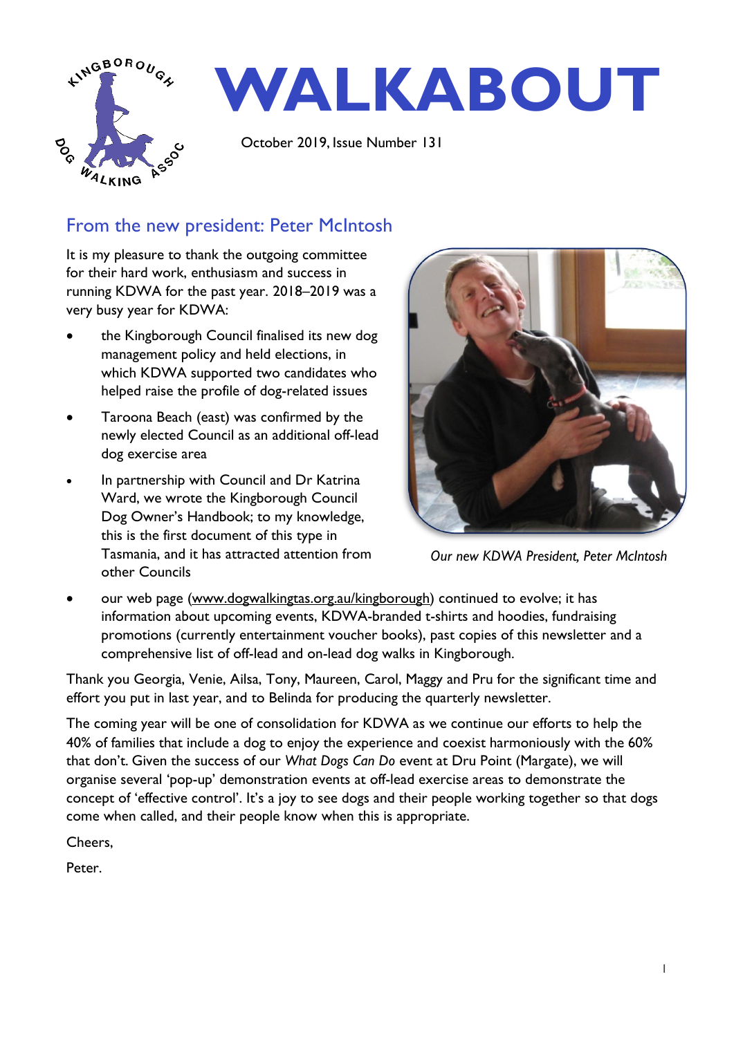# WALKABOUT

October 2019, Issue Number 131

## From the new president: Peter McIntosh

It is my pleasure to thank the outgoing committee for their hard work, enthusiasm and success in running KDWA for the past year. 2018–2019 was a very busy year for KDWA:

- the Kingborough Council finalised its new dog management policy and held elections, in which KDWA supported two candidates who helped raise the profile of dog-related issues
- Taroona Beach (east) was confirmed by the newly elected Council as an additional off-lead dog exercise area
- In partnership with Council and Dr Katrina Ward, we wrote the Kingborough Council Dog Owner's Handbook; to my knowledge, this is the first document of this type in Tasmania, and it has attracted attention from other Councils
- our web page (www.dogwalkingtas.org.au/kingborough) continued to evolve; it has information about upcoming events, KDWA-branded t-shirts and hoodies, fundraising promotions (currently entertainment voucher books), past copies of this newsletter and a comprehensive list of off-lead and on-lead dog walks in Kingborough.

*Our new KDWA President, Peter McIntosh*

Thank you Georgia, Venie, Ailsa, Tony, Maureen, Carol, Maggy and Pru for the significant time and effort you put in last year, and to Belinda for producing the quarterly newsletter.

The coming year will be one of consolidation for KDWA as we continue our efforts to help the 40% of families that include a dog to enjoy the experience and coexist harmoniously with the 60% that don't. Given the success of our *What Dogs Can Do* event at Dru Point (Margate), we will organise several 'pop-up' demonstration events at off-lead exercise areas to demonstrate the concept of 'effective control'. It's a joy to see dogs and their people working together so that dogs come when called, and their people know when this is appropriate.

Cheers,

Peter.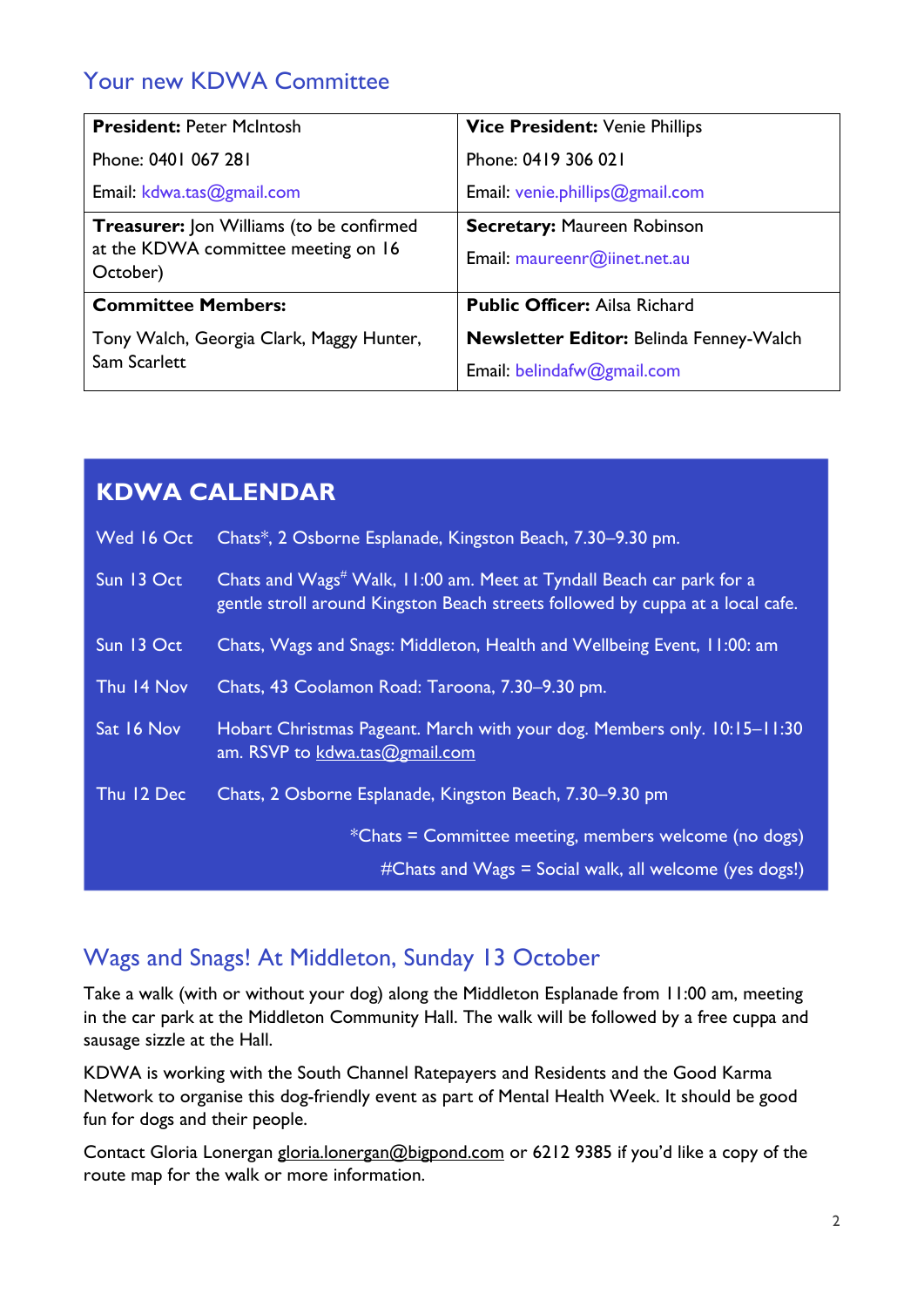## Your new KDWA Committee

| | |
|---|---|
| **President:** Peter McIntosh<br>Phone: 0401 067 281<br>Email: kdwa.tas@gmail.com | **Vice President:** Venie Phillips<br>Phone: 0419 306 021<br>Email: venie.phillips@gmail.com |
| **Treasurer:** Jon Williams (to be confirmed at the KDWA committee meeting on 16 October) | **Secretary:** Maureen Robinson<br>Email: maureenr@iinet.net.au |
| **Committee Members:**<br>Tony Walch, Georgia Clark, Maggy Hunter, Sam Scarlett | **Public Officer:** Ailsa Richard<br>**Newsletter Editor:** Belinda Fenney-Walch<br>Email: belindafw@gmail.com |

## KDWA CALENDAR

| | |
|---|---|
| Wed 16 Oct | Chats*, 2 Osborne Esplanade, Kingston Beach, 7.30–9.30 pm. |
| Sun 13 Oct | Chats and Wags# Walk, 11:00 am. Meet at Tyndall Beach car park for a gentle stroll around Kingston Beach streets followed by cuppa at a local cafe. |
| Sun 13 Oct | Chats, Wags and Snags: Middleton, Health and Wellbeing Event, 11:00: am |
| Thu 14 Nov | Chats, 43 Coolamon Road: Taroona, 7.30–9.30 pm. |
| Sat 16 Nov | Hobart Christmas Pageant. March with your dog. Members only. 10:15–11:30 am. RSVP to kdwa.tas@gmail.com |
| Thu 12 Dec | Chats, 2 Osborne Esplanade, Kingston Beach, 7.30–9.30 pm |

*Chats = Committee meeting, members welcome (no dogs)

#Chats and Wags = Social walk, all welcome (yes dogs!)

## Wags and Snags! At Middleton, Sunday 13 October

Take a walk (with or without your dog) along the Middleton Esplanade from 11:00 am, meeting in the car park at the Middleton Community Hall. The walk will be followed by a free cuppa and sausage sizzle at the Hall.

KDWA is working with the South Channel Ratepayers and Residents and the Good Karma Network to organise this dog-friendly event as part of Mental Health Week. It should be good fun for dogs and their people.

Contact Gloria Lonergan gloria.lonergan@bigpond.com or 6212 9385 if you'd like a copy of the route map for the walk or more information.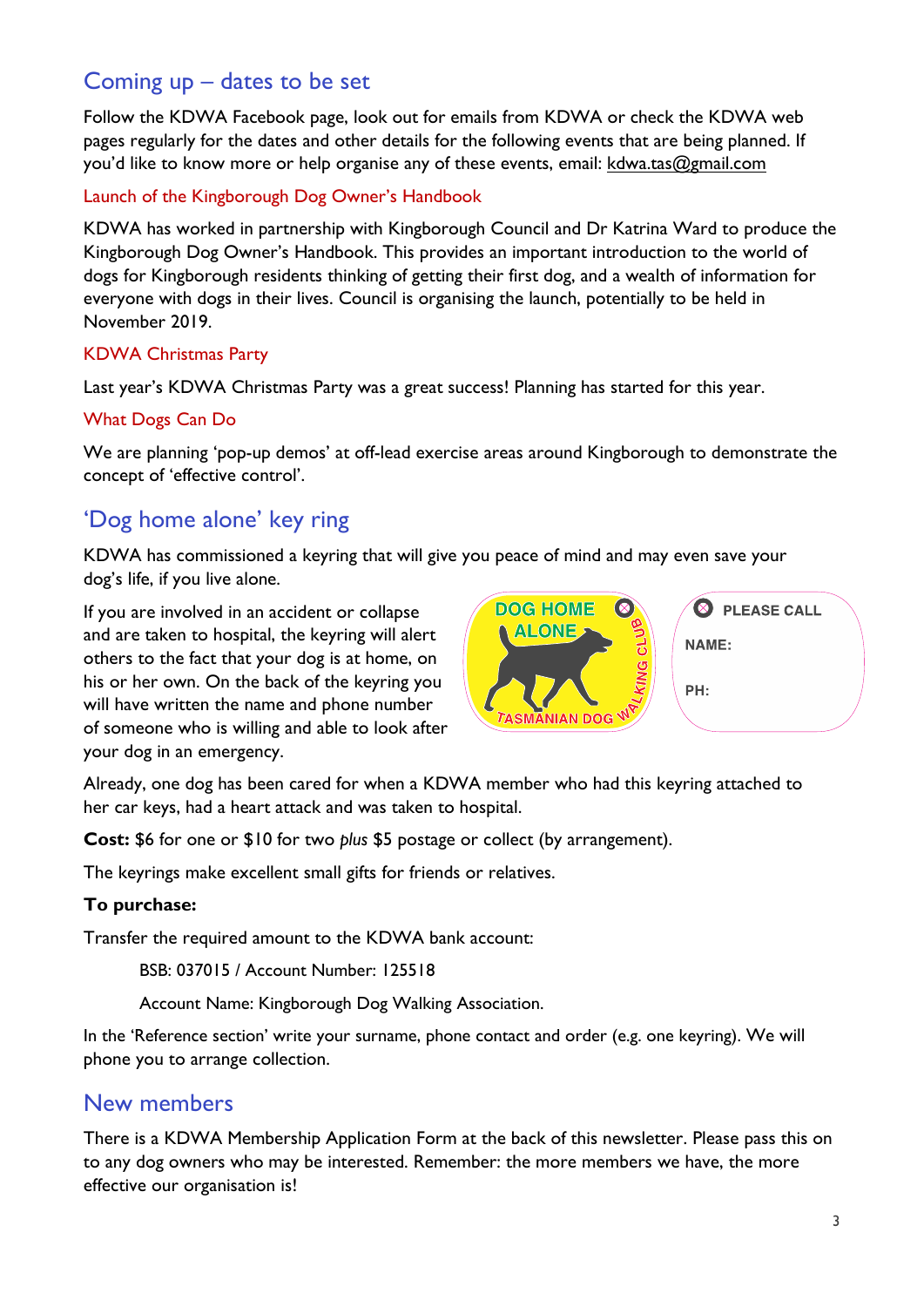## Coming up – dates to be set

Follow the KDWA Facebook page, look out for emails from KDWA or check the KDWA web pages regularly for the dates and other details for the following events that are being planned. If you'd like to know more or help organise any of these events, email: kdwa.tas@gmail.com

### Launch of the Kingborough Dog Owner's Handbook

KDWA has worked in partnership with Kingborough Council and Dr Katrina Ward to produce the Kingborough Dog Owner's Handbook. This provides an important introduction to the world of dogs for Kingborough residents thinking of getting their first dog, and a wealth of information for everyone with dogs in their lives. Council is organising the launch, potentially to be held in November 2019.

### KDWA Christmas Party

Last year's KDWA Christmas Party was a great success! Planning has started for this year.

### What Dogs Can Do

We are planning 'pop-up demos' at off-lead exercise areas around Kingborough to demonstrate the concept of 'effective control'.

## 'Dog home alone' key ring

KDWA has commissioned a keyring that will give you peace of mind and may even save your dog's life, if you live alone.

If you are involved in an accident or collapse and are taken to hospital, the keyring will alert others to the fact that your dog is at home, on his or her own. On the back of the keyring you will have written the name and phone number of someone who is willing and able to look after your dog in an emergency.

DOG HOME ALONE — TASMANIAN DOG WALKING CLUB

PLEASE CALL
NAME:
PH:

Already, one dog has been cared for when a KDWA member who had this keyring attached to her car keys, had a heart attack and was taken to hospital.

**Cost:** $6 for one or $10 for two *plus* $5 postage or collect (by arrangement).

The keyrings make excellent small gifts for friends or relatives.

**To purchase:**

Transfer the required amount to the KDWA bank account:

BSB: 037015 / Account Number: 125518

Account Name: Kingborough Dog Walking Association.

In the 'Reference section' write your surname, phone contact and order (e.g. one keyring). We will phone you to arrange collection.

## New members

There is a KDWA Membership Application Form at the back of this newsletter. Please pass this on to any dog owners who may be interested. Remember: the more members we have, the more effective our organisation is!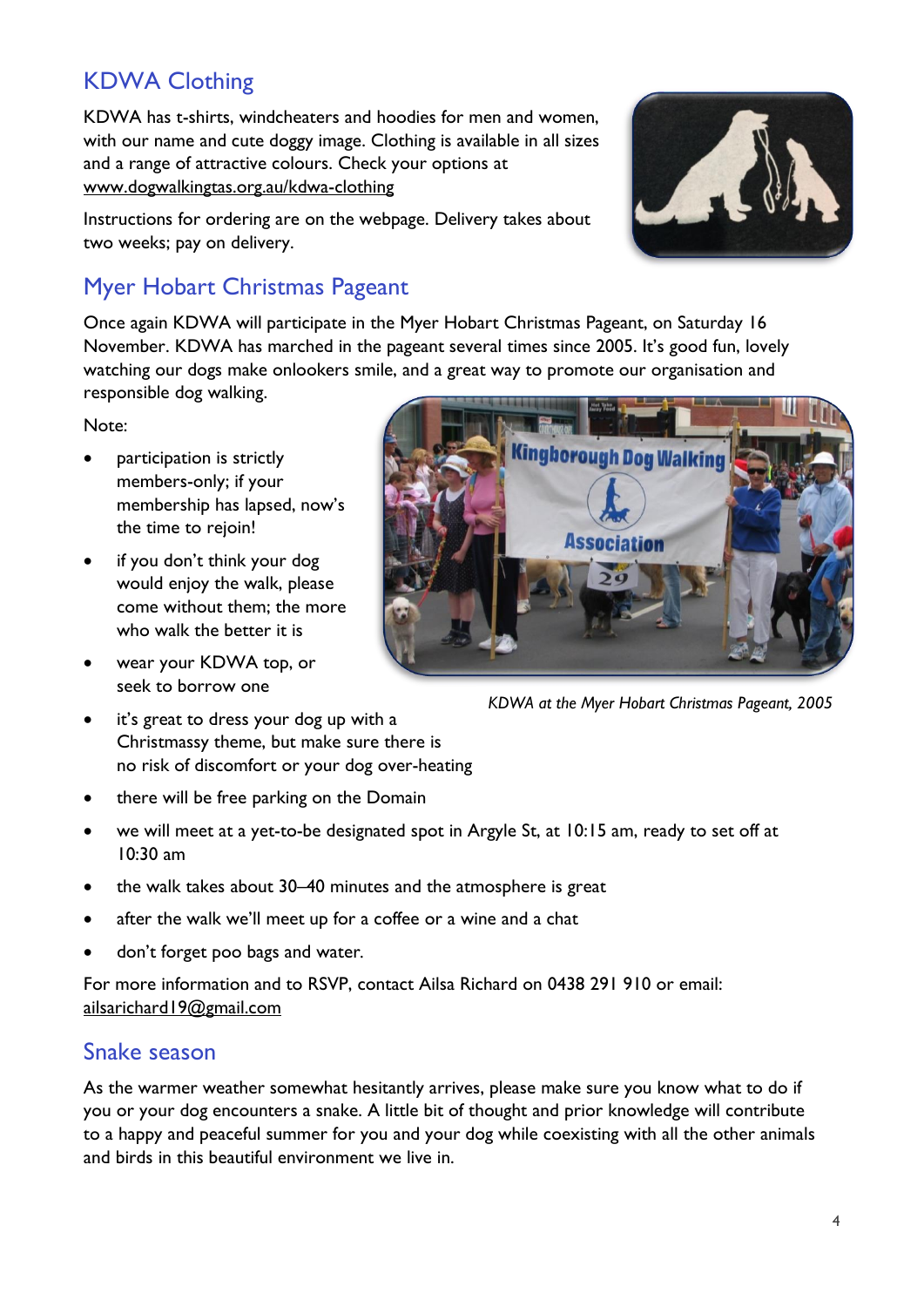## KDWA Clothing

KDWA has t-shirts, windcheaters and hoodies for men and women, with our name and cute doggy image. Clothing is available in all sizes and a range of attractive colours. Check your options at www.dogwalkingtas.org.au/kdwa-clothing

Instructions for ordering are on the webpage. Delivery takes about two weeks; pay on delivery.

## Myer Hobart Christmas Pageant

Once again KDWA will participate in the Myer Hobart Christmas Pageant, on Saturday 16 November. KDWA has marched in the pageant several times since 2005. It's good fun, lovely watching our dogs make onlookers smile, and a great way to promote our organisation and responsible dog walking.

Note:

- participation is strictly members-only; if your membership has lapsed, now's the time to rejoin!
- if you don't think your dog would enjoy the walk, please come without them; the more who walk the better it is
- wear your KDWA top, or seek to borrow one
- it's great to dress your dog up with a Christmassy theme, but make sure there is no risk of discomfort or your dog over-heating
- there will be free parking on the Domain
- we will meet at a yet-to-be designated spot in Argyle St, at 10:15 am, ready to set off at 10:30 am
- the walk takes about 30–40 minutes and the atmosphere is great
- after the walk we'll meet up for a coffee or a wine and a chat
- don't forget poo bags and water.

*KDWA at the Myer Hobart Christmas Pageant, 2005*

For more information and to RSVP, contact Ailsa Richard on 0438 291 910 or email: ailsarichard19@gmail.com

## Snake season

As the warmer weather somewhat hesitantly arrives, please make sure you know what to do if you or your dog encounters a snake. A little bit of thought and prior knowledge will contribute to a happy and peaceful summer for you and your dog while coexisting with all the other animals and birds in this beautiful environment we live in.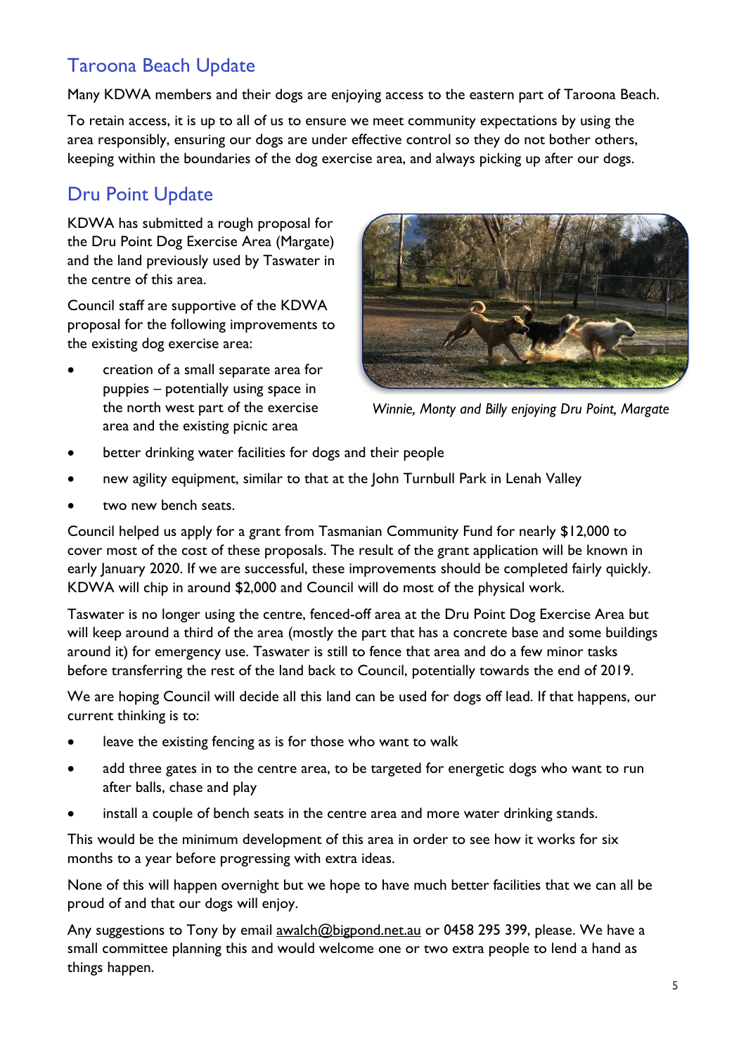## Taroona Beach Update

Many KDWA members and their dogs are enjoying access to the eastern part of Taroona Beach.

To retain access, it is up to all of us to ensure we meet community expectations by using the area responsibly, ensuring our dogs are under effective control so they do not bother others, keeping within the boundaries of the dog exercise area, and always picking up after our dogs.

## Dru Point Update

KDWA has submitted a rough proposal for the Dru Point Dog Exercise Area (Margate) and the land previously used by Taswater in the centre of this area.

Council staff are supportive of the KDWA proposal for the following improvements to the existing dog exercise area:

- creation of a small separate area for puppies – potentially using space in the north west part of the exercise area and the existing picnic area
- better drinking water facilities for dogs and their people
- new agility equipment, similar to that at the John Turnbull Park in Lenah Valley
- two new bench seats.

*Winnie, Monty and Billy enjoying Dru Point, Margate*

Council helped us apply for a grant from Tasmanian Community Fund for nearly $12,000 to cover most of the cost of these proposals. The result of the grant application will be known in early January 2020. If we are successful, these improvements should be completed fairly quickly. KDWA will chip in around $2,000 and Council will do most of the physical work.

Taswater is no longer using the centre, fenced-off area at the Dru Point Dog Exercise Area but will keep around a third of the area (mostly the part that has a concrete base and some buildings around it) for emergency use. Taswater is still to fence that area and do a few minor tasks before transferring the rest of the land back to Council, potentially towards the end of 2019.

We are hoping Council will decide all this land can be used for dogs off lead. If that happens, our current thinking is to:

- leave the existing fencing as is for those who want to walk
- add three gates in to the centre area, to be targeted for energetic dogs who want to run after balls, chase and play
- install a couple of bench seats in the centre area and more water drinking stands.

This would be the minimum development of this area in order to see how it works for six months to a year before progressing with extra ideas.

None of this will happen overnight but we hope to have much better facilities that we can all be proud of and that our dogs will enjoy.

Any suggestions to Tony by email awalch@bigpond.net.au or 0458 295 399, please. We have a small committee planning this and would welcome one or two extra people to lend a hand as things happen.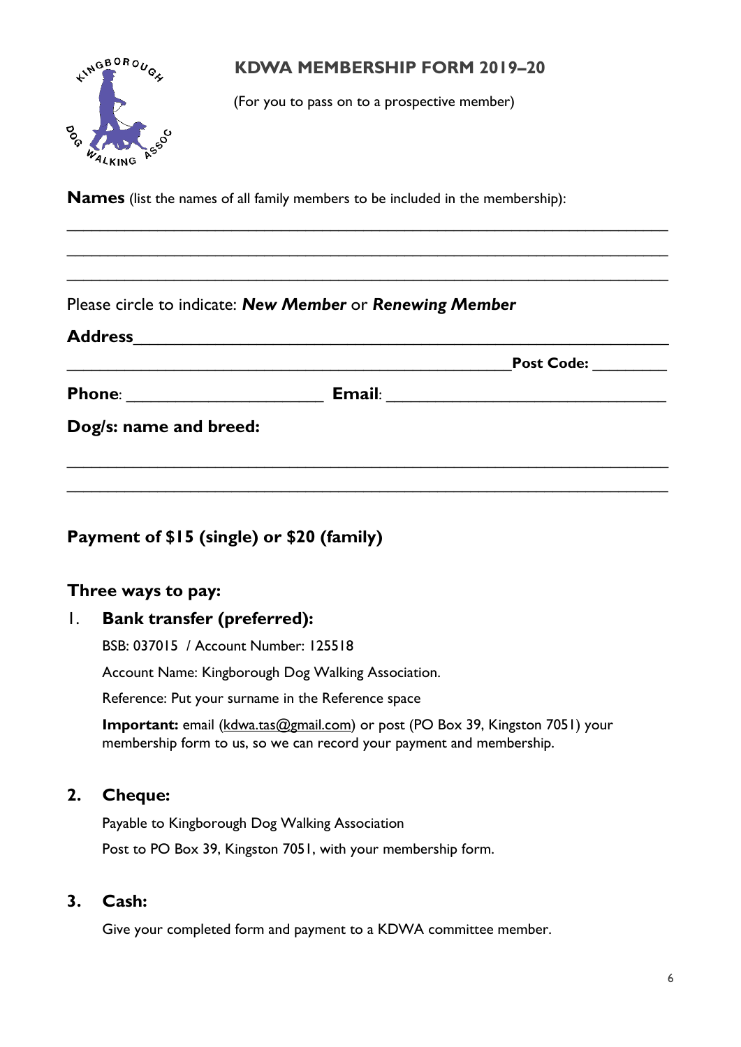# KDWA MEMBERSHIP FORM 2019–20

(For you to pass on to a prospective member)

**Names** (list the names of all family members to be included in the membership):

\_\_\_\_\_\_\_\_\_\_\_\_\_\_\_\_\_\_\_\_\_\_\_\_\_\_\_\_\_\_\_\_\_\_\_\_\_\_\_\_\_\_\_\_\_\_\_\_\_\_\_\_\_\_\_\_\_\_\_\_\_\_\_\_

\_\_\_\_\_\_\_\_\_\_\_\_\_\_\_\_\_\_\_\_\_\_\_\_\_\_\_\_\_\_\_\_\_\_\_\_\_\_\_\_\_\_\_\_\_\_\_\_\_\_\_\_\_\_\_\_\_\_\_\_\_\_\_\_

\_\_\_\_\_\_\_\_\_\_\_\_\_\_\_\_\_\_\_\_\_\_\_\_\_\_\_\_\_\_\_\_\_\_\_\_\_\_\_\_\_\_\_\_\_\_\_\_\_\_\_\_\_\_\_\_\_\_\_\_\_\_\_\_

Please circle to indicate: ***New Member*** or ***Renewing Member***

**Address**\_\_\_\_\_\_\_\_\_\_\_\_\_\_\_\_\_\_\_\_\_\_\_\_\_\_\_\_\_\_\_\_\_\_\_\_\_\_\_\_\_\_\_\_\_\_\_\_\_\_\_\_\_\_\_\_\_

\_\_\_\_\_\_\_\_\_\_\_\_\_\_\_\_\_\_\_\_\_\_\_\_\_\_\_\_\_\_\_\_\_\_\_\_\_\_\_\_\_\_\_\_\_\_\_\_\_\_**Post Code:** \_\_\_\_\_\_\_\_\_

**Phone**: \_\_\_\_\_\_\_\_\_\_\_\_\_\_\_\_\_\_\_\_\_\_ **Email**: \_\_\_\_\_\_\_\_\_\_\_\_\_\_\_\_\_\_\_\_\_\_\_\_\_\_\_\_\_\_\_\_\_

**Dog/s: name and breed:**

\_\_\_\_\_\_\_\_\_\_\_\_\_\_\_\_\_\_\_\_\_\_\_\_\_\_\_\_\_\_\_\_\_\_\_\_\_\_\_\_\_\_\_\_\_\_\_\_\_\_\_\_\_\_\_\_\_\_\_\_\_\_\_\_

\_\_\_\_\_\_\_\_\_\_\_\_\_\_\_\_\_\_\_\_\_\_\_\_\_\_\_\_\_\_\_\_\_\_\_\_\_\_\_\_\_\_\_\_\_\_\_\_\_\_\_\_\_\_\_\_\_\_\_\_\_\_\_\_

## Payment of $15 (single) or $20 (family)

## Three ways to pay:

1. **Bank transfer (preferred):**

   BSB: 037015 / Account Number: 125518

   Account Name: Kingborough Dog Walking Association.

   Reference: Put your surname in the Reference space

   **Important:** email (kdwa.tas@gmail.com) or post (PO Box 39, Kingston 7051) your membership form to us, so we can record your payment and membership.

2. **Cheque:**

   Payable to Kingborough Dog Walking Association

   Post to PO Box 39, Kingston 7051, with your membership form.

3. **Cash:**

   Give your completed form and payment to a KDWA committee member.